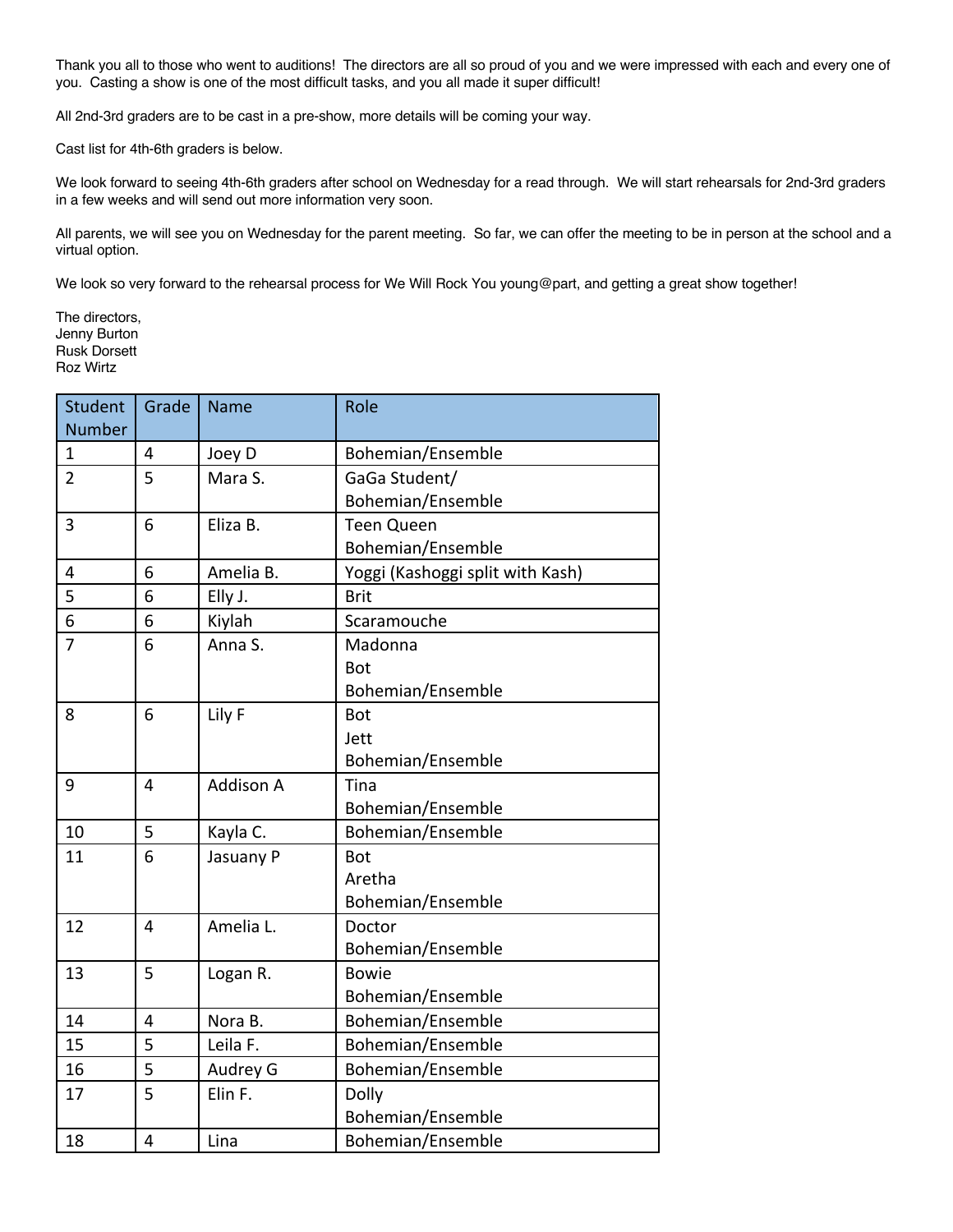Thank you all to those who went to auditions! The directors are all so proud of you and we were impressed with each and every one of you. Casting a show is one of the most difficult tasks, and you all made it super difficult!

All 2nd-3rd graders are to be cast in a pre-show, more details will be coming your way.

Cast list for 4th-6th graders is below.

We look forward to seeing 4th-6th graders after school on Wednesday for a read through. We will start rehearsals for 2nd-3rd graders in a few weeks and will send out more information very soon.

All parents, we will see you on Wednesday for the parent meeting. So far, we can offer the meeting to be in person at the school and a virtual option.

We look so very forward to the rehearsal process for We Will Rock You young@part, and getting a great show together!

The directors,  
Jenny Burton  
Rusk Dorsett  
Roz Wirtz

| Student Number | Grade | Name | Role |
|---|---|---|---|
| 1 | 4 | Joey D | Bohemian/Ensemble |
| 2 | 5 | Mara S. | GaGa Student/ Bohemian/Ensemble |
| 3 | 6 | Eliza B. | Teen Queen Bohemian/Ensemble |
| 4 | 6 | Amelia B. | Yoggi (Kashoggi split with Kash) |
| 5 | 6 | Elly J. | Brit |
| 6 | 6 | Kiylah | Scaramouche |
| 7 | 6 | Anna S. | Madonna Bot Bohemian/Ensemble |
| 8 | 6 | Lily F | Bot Jett Bohemian/Ensemble |
| 9 | 4 | Addison A | Tina Bohemian/Ensemble |
| 10 | 5 | Kayla C. | Bohemian/Ensemble |
| 11 | 6 | Jasuany P | Bot Aretha Bohemian/Ensemble |
| 12 | 4 | Amelia L. | Doctor Bohemian/Ensemble |
| 13 | 5 | Logan R. | Bowie Bohemian/Ensemble |
| 14 | 4 | Nora B. | Bohemian/Ensemble |
| 15 | 5 | Leila F. | Bohemian/Ensemble |
| 16 | 5 | Audrey G | Bohemian/Ensemble |
| 17 | 5 | Elin F. | Dolly Bohemian/Ensemble |
| 18 | 4 | Lina | Bohemian/Ensemble |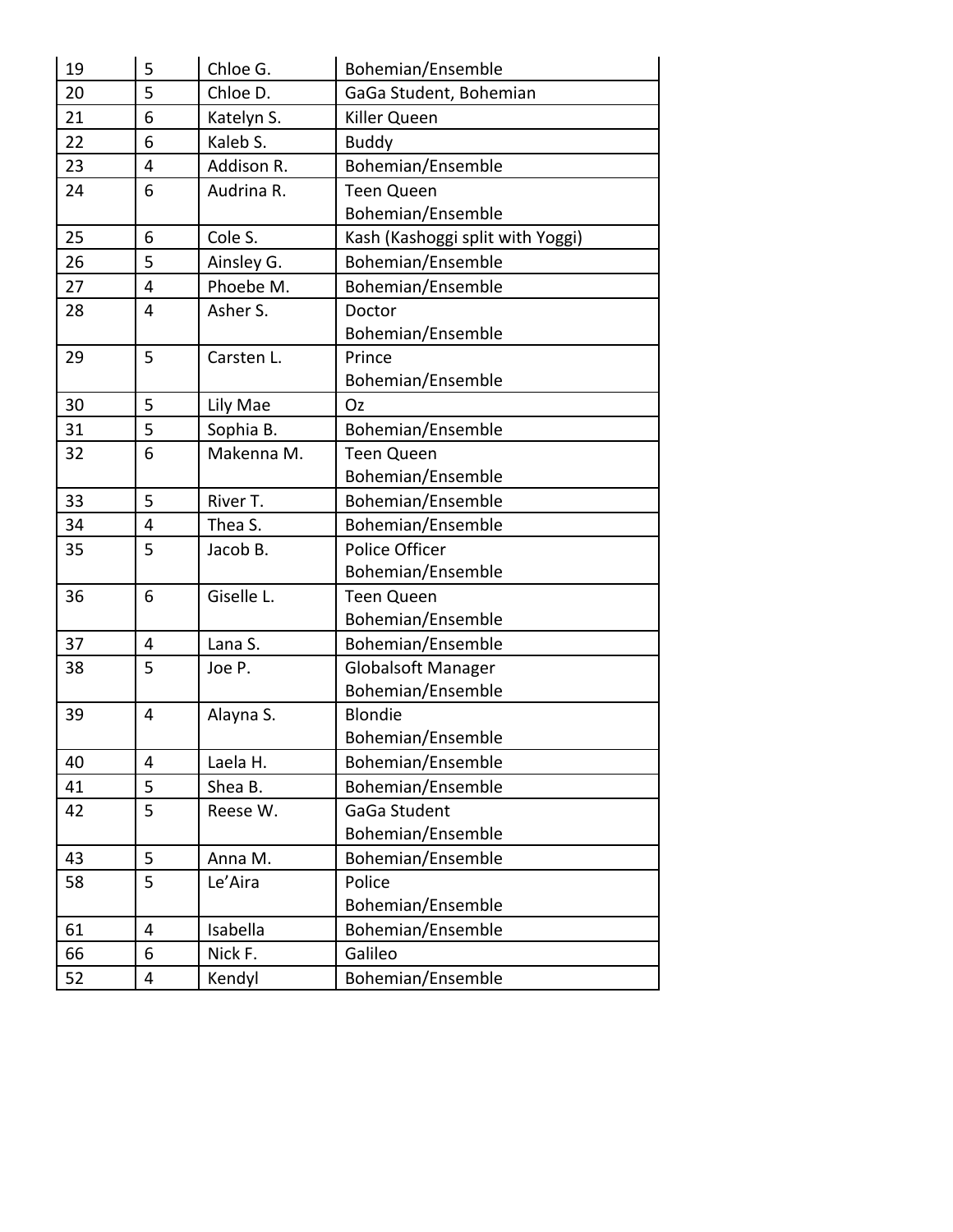| | | | |
|---|---|---|---|
| 19 | 5 | Chloe G. | Bohemian/Ensemble |
| 20 | 5 | Chloe D. | GaGa Student, Bohemian |
| 21 | 6 | Katelyn S. | Killer Queen |
| 22 | 6 | Kaleb S. | Buddy |
| 23 | 4 | Addison R. | Bohemian/Ensemble |
| 24 | 6 | Audrina R. | Teen Queen<br>Bohemian/Ensemble |
| 25 | 6 | Cole S. | Kash (Kashoggi split with Yoggi) |
| 26 | 5 | Ainsley G. | Bohemian/Ensemble |
| 27 | 4 | Phoebe M. | Bohemian/Ensemble |
| 28 | 4 | Asher S. | Doctor<br>Bohemian/Ensemble |
| 29 | 5 | Carsten L. | Prince<br>Bohemian/Ensemble |
| 30 | 5 | Lily Mae | Oz |
| 31 | 5 | Sophia B. | Bohemian/Ensemble |
| 32 | 6 | Makenna M. | Teen Queen<br>Bohemian/Ensemble |
| 33 | 5 | River T. | Bohemian/Ensemble |
| 34 | 4 | Thea S. | Bohemian/Ensemble |
| 35 | 5 | Jacob B. | Police Officer<br>Bohemian/Ensemble |
| 36 | 6 | Giselle L. | Teen Queen<br>Bohemian/Ensemble |
| 37 | 4 | Lana S. | Bohemian/Ensemble |
| 38 | 5 | Joe P. | Globalsoft Manager<br>Bohemian/Ensemble |
| 39 | 4 | Alayna S. | Blondie<br>Bohemian/Ensemble |
| 40 | 4 | Laela H. | Bohemian/Ensemble |
| 41 | 5 | Shea B. | Bohemian/Ensemble |
| 42 | 5 | Reese W. | GaGa Student<br>Bohemian/Ensemble |
| 43 | 5 | Anna M. | Bohemian/Ensemble |
| 58 | 5 | Le'Aira | Police<br>Bohemian/Ensemble |
| 61 | 4 | Isabella | Bohemian/Ensemble |
| 66 | 6 | Nick F. | Galileo |
| 52 | 4 | Kendyl | Bohemian/Ensemble |